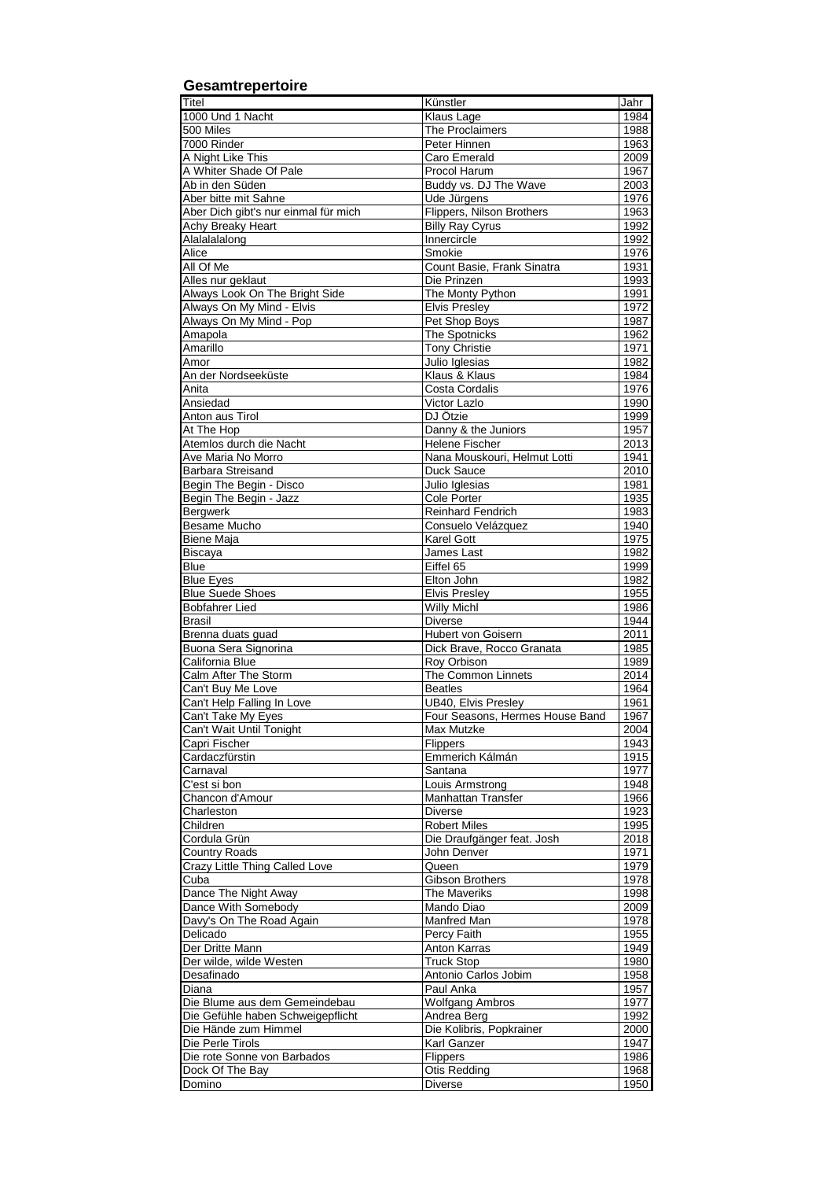## Gesamtrepertoire

| Titel | Künstler | Jahr |
|---|---|---|
| 1000 Und 1 Nacht | Klaus Lage | 1984 |
| 500 Miles | The Proclaimers | 1988 |
| 7000 Rinder | Peter Hinnen | 1963 |
| A Night Like This | Caro Emerald | 2009 |
| A Whiter Shade Of Pale | Procol Harum | 1967 |
| Ab in den Süden | Buddy vs. DJ The Wave | 2003 |
| Aber bitte mit Sahne | Ude Jürgens | 1976 |
| Aber Dich gibt's nur einmal für mich | Flippers, Nilson Brothers | 1963 |
| Achy Breaky Heart | Billy Ray Cyrus | 1992 |
| Alalalalalong | Innercircle | 1992 |
| Alice | Smokie | 1976 |
| All Of Me | Count Basie, Frank Sinatra | 1931 |
| Alles nur geklaut | Die Prinzen | 1993 |
| Always Look On The Bright Side | The Monty Python | 1991 |
| Always On My Mind - Elvis | Elvis Presley | 1972 |
| Always On My Mind - Pop | Pet Shop Boys | 1987 |
| Amapola | The Spotnicks | 1962 |
| Amarillo | Tony Christie | 1971 |
| Amor | Julio Iglesias | 1982 |
| An der Nordseeküste | Klaus & Klaus | 1984 |
| Anita | Costa Cordalis | 1976 |
| Ansiedad | Victor Lazlo | 1990 |
| Anton aus Tirol | DJ Ötzie | 1999 |
| At The Hop | Danny & the Juniors | 1957 |
| Atemlos durch die Nacht | Helene Fischer | 2013 |
| Ave Maria No Morro | Nana Mouskouri, Helmut Lotti | 1941 |
| Barbara Streisand | Duck Sauce | 2010 |
| Begin The Begin - Disco | Julio Iglesias | 1981 |
| Begin The Begin - Jazz | Cole Porter | 1935 |
| Bergwerk | Reinhard Fendrich | 1983 |
| Besame Mucho | Consuelo Velázquez | 1940 |
| Biene Maja | Karel Gott | 1975 |
| Biscaya | James Last | 1982 |
| Blue | Eiffel 65 | 1999 |
| Blue Eyes | Elton John | 1982 |
| Blue Suede Shoes | Elvis Presley | 1955 |
| Bobfahrer Lied | Willy Michl | 1986 |
| Brasil | Diverse | 1944 |
| Brenna duats guad | Hubert von Goisern | 2011 |
| Buona Sera Signorina | Dick Brave, Rocco Granata | 1985 |
| California Blue | Roy Orbison | 1989 |
| Calm After The Storm | The Common Linnets | 2014 |
| Can't Buy Me Love | Beatles | 1964 |
| Can't Help Falling In Love | UB40, Elvis Presley | 1961 |
| Can't Take My Eyes | Four Seasons, Hermes House Band | 1967 |
| Can't Wait Until Tonight | Max Mutzke | 2004 |
| Capri Fischer | Flippers | 1943 |
| Cardaczfürstin | Emmerich Kálmán | 1915 |
| Carnaval | Santana | 1977 |
| C'est si bon | Louis Armstrong | 1948 |
| Chancon d'Amour | Manhattan Transfer | 1966 |
| Charleston | Diverse | 1923 |
| Children | Robert Miles | 1995 |
| Cordula Grün | Die Draufgänger feat. Josh | 2018 |
| Country Roads | John Denver | 1971 |
| Crazy Little Thing Called Love | Queen | 1979 |
| Cuba | Gibson Brothers | 1978 |
| Dance The Night Away | The Maveriks | 1998 |
| Dance With Somebody | Mando Diao | 2009 |
| Davy's On The Road Again | Manfred Man | 1978 |
| Delicado | Percy Faith | 1955 |
| Der Dritte Mann | Anton Karras | 1949 |
| Der wilde, wilde Westen | Truck Stop | 1980 |
| Desafinado | Antonio Carlos Jobim | 1958 |
| Diana | Paul Anka | 1957 |
| Die Blume aus dem Gemeindebau | Wolfgang Ambros | 1977 |
| Die Gefühle haben Schweigepflicht | Andrea Berg | 1992 |
| Die Hände zum Himmel | Die Kolibris, Popkrainer | 2000 |
| Die Perle Tirols | Karl Ganzer | 1947 |
| Die rote Sonne von Barbados | Flippers | 1986 |
| Dock Of The Bay | Otis Redding | 1968 |
| Domino | Diverse | 1950 |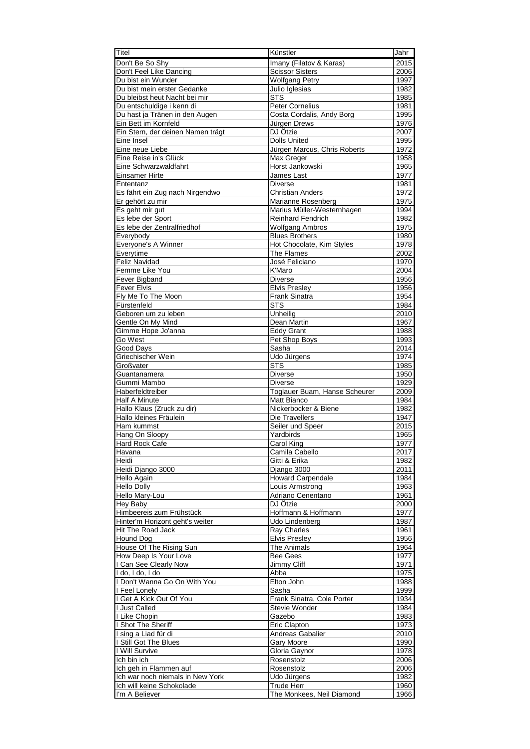| Titel | Künstler | Jahr |
|---|---|---|
| Don't Be So Shy | Imany (Filatov & Karas) | 2015 |
| Don't Feel Like Dancing | Scissor Sisters | 2006 |
| Du bist ein Wunder | Wolfgang Petry | 1997 |
| Du bist mein erster Gedanke | Julio Iglesias | 1982 |
| Du bleibst heut Nacht bei mir | STS | 1985 |
| Du entschuldige i kenn di | Peter Cornelius | 1981 |
| Du hast ja Tränen in den Augen | Costa Cordalis, Andy Borg | 1995 |
| Ein Bett im Kornfeld | Jürgen Drews | 1976 |
| Ein Stern, der deinen Namen trägt | DJ Ötzie | 2007 |
| Eine Insel | Dolls United | 1995 |
| Eine neue Liebe | Jürgen Marcus, Chris Roberts | 1972 |
| Eine Reise in's Glück | Max Greger | 1958 |
| Eine Schwarzwaldfahrt | Horst Jankowski | 1965 |
| Einsamer Hirte | James Last | 1977 |
| Ententanz | Diverse | 1981 |
| Es fährt ein Zug nach Nirgendwo | Christian Anders | 1972 |
| Er gehört zu mir | Marianne Rosenberg | 1975 |
| Es geht mir gut | Marius Müller-Westernhagen | 1994 |
| Es lebe der Sport | Reinhard Fendrich | 1982 |
| Es lebe der Zentralfriedhof | Wolfgang Ambros | 1975 |
| Everybody | Blues Brothers | 1980 |
| Everyone's A Winner | Hot Chocolate, Kim Styles | 1978 |
| Everytime | The Flames | 2002 |
| Feliz Navidad | José Feliciano | 1970 |
| Femme Like You | K'Maro | 2004 |
| Fever Bigband | Diverse | 1956 |
| Fever Elvis | Elvis Presley | 1956 |
| Fly Me To The Moon | Frank Sinatra | 1954 |
| Fürstenfeld | STS | 1984 |
| Geboren um zu leben | Unheilig | 2010 |
| Gentle On My Mind | Dean Martin | 1967 |
| Gimme Hope Jo'anna | Eddy Grant | 1988 |
| Go West | Pet Shop Boys | 1993 |
| Good Days | Sasha | 2014 |
| Griechischer Wein | Udo Jürgens | 1974 |
| Großvater | STS | 1985 |
| Guantanamera | Diverse | 1950 |
| Gummi Mambo | Diverse | 1929 |
| Haberfeldtreiber | Toglauer Buam, Hanse Scheurer | 2009 |
| Half A Minute | Matt Bianco | 1984 |
| Hallo Klaus (Zruck zu dir) | Nickerbocker & Biene | 1982 |
| Hallo kleines Fräulein | Die Travellers | 1947 |
| Ham kummst | Seiler und Speer | 2015 |
| Hang On Sloopy | Yardbirds | 1965 |
| Hard Rock Cafe | Carol King | 1977 |
| Havana | Camila Cabello | 2017 |
| Heidi | Gitti & Erika | 1982 |
| Heidi Django 3000 | Django 3000 | 2011 |
| Hello Again | Howard Carpendale | 1984 |
| Hello Dolly | Louis Armstrong | 1963 |
| Hello Mary-Lou | Adriano Cenentano | 1961 |
| Hey Baby | DJ Ötzie | 2000 |
| Himbeereis zum Frühstück | Hoffmann & Hoffmann | 1977 |
| Hinter'm Horizont geht's weiter | Udo Lindenberg | 1987 |
| Hit The Road Jack | Ray Charles | 1961 |
| Hound Dog | Elvis Presley | 1956 |
| House Of The Rising Sun | The Animals | 1964 |
| How Deep Is Your Love | Bee Gees | 1977 |
| I Can See Clearly Now | Jimmy Cliff | 1971 |
| I do, I do, I do | Abba | 1975 |
| I Don't Wanna Go On With You | Elton John | 1988 |
| I Feel Lonely | Sasha | 1999 |
| I Get A Kick Out Of You | Frank Sinatra, Cole Porter | 1934 |
| I Just Called | Stevie Wonder | 1984 |
| I Like Chopin | Gazebo | 1983 |
| I Shot The Sheriff | Eric Clapton | 1973 |
| I sing a Liad für di | Andreas Gabalier | 2010 |
| I Still Got The Blues | Gary Moore | 1990 |
| I Will Survive | Gloria Gaynor | 1978 |
| Ich bin ich | Rosenstolz | 2006 |
| Ich geh in Flammen auf | Rosenstolz | 2006 |
| Ich war noch niemals in New York | Udo Jürgens | 1982 |
| Ich will keine Schokolade | Trude Herr | 1960 |
| I'm A Believer | The Monkees, Neil Diamond | 1966 |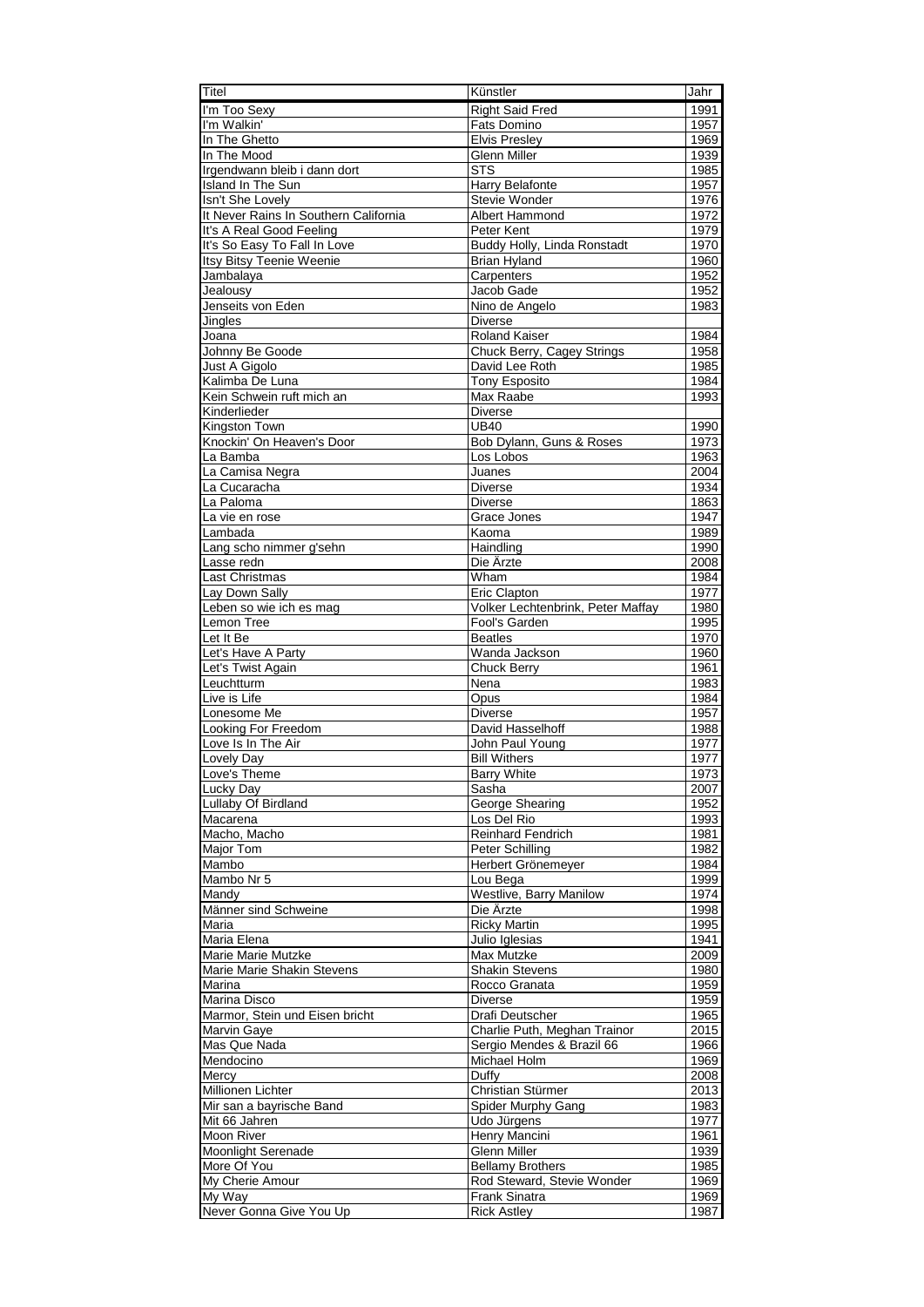| Titel | Künstler | Jahr |
|---|---|---|
| I'm Too Sexy | Right Said Fred | 1991 |
| I'm Walkin' | Fats Domino | 1957 |
| In The Ghetto | Elvis Presley | 1969 |
| In The Mood | Glenn Miller | 1939 |
| Irgendwann bleib i dann dort | STS | 1985 |
| Island In The Sun | Harry Belafonte | 1957 |
| Isn't She Lovely | Stevie Wonder | 1976 |
| It Never Rains In Southern California | Albert Hammond | 1972 |
| It's A Real Good Feeling | Peter Kent | 1979 |
| It's So Easy To Fall In Love | Buddy Holly, Linda Ronstadt | 1970 |
| Itsy Bitsy Teenie Weenie | Brian Hyland | 1960 |
| Jambalaya | Carpenters | 1952 |
| Jealousy | Jacob Gade | 1952 |
| Jenseits von Eden | Nino de Angelo | 1983 |
| Jingles | Diverse | |
| Joana | Roland Kaiser | 1984 |
| Johnny Be Goode | Chuck Berry, Cagey Strings | 1958 |
| Just A Gigolo | David Lee Roth | 1985 |
| Kalimba De Luna | Tony Esposito | 1984 |
| Kein Schwein ruft mich an | Max Raabe | 1993 |
| Kinderlieder | Diverse | |
| Kingston Town | UB40 | 1990 |
| Knockin' On Heaven's Door | Bob Dylann, Guns & Roses | 1973 |
| La Bamba | Los Lobos | 1963 |
| La Camisa Negra | Juanes | 2004 |
| La Cucaracha | Diverse | 1934 |
| La Paloma | Diverse | 1863 |
| La vie en rose | Grace Jones | 1947 |
| Lambada | Kaoma | 1989 |
| Lang scho nimmer g'sehn | Haindling | 1990 |
| Lasse redn | Die Ärzte | 2008 |
| Last Christmas | Wham | 1984 |
| Lay Down Sally | Eric Clapton | 1977 |
| Leben so wie ich es mag | Volker Lechtenbrink, Peter Maffay | 1980 |
| Lemon Tree | Fool's Garden | 1995 |
| Let It Be | Beatles | 1970 |
| Let's Have A Party | Wanda Jackson | 1960 |
| Let's Twist Again | Chuck Berry | 1961 |
| Leuchtturm | Nena | 1983 |
| Live is Life | Opus | 1984 |
| Lonesome Me | Diverse | 1957 |
| Looking For Freedom | David Hasselhoff | 1988 |
| Love Is In The Air | John Paul Young | 1977 |
| Lovely Day | Bill Withers | 1977 |
| Love's Theme | Barry White | 1973 |
| Lucky Day | Sasha | 2007 |
| Lullaby Of Birdland | George Shearing | 1952 |
| Macarena | Los Del Rio | 1993 |
| Macho, Macho | Reinhard Fendrich | 1981 |
| Major Tom | Peter Schilling | 1982 |
| Mambo | Herbert Grönemeyer | 1984 |
| Mambo Nr 5 | Lou Bega | 1999 |
| Mandy | Westlive, Barry Manilow | 1974 |
| Männer sind Schweine | Die Ärzte | 1998 |
| Maria | Ricky Martin | 1995 |
| Maria Elena | Julio Iglesias | 1941 |
| Marie Marie Mutzke | Max Mutzke | 2009 |
| Marie Marie Shakin Stevens | Shakin Stevens | 1980 |
| Marina | Rocco Granata | 1959 |
| Marina Disco | Diverse | 1959 |
| Marmor, Stein und Eisen bricht | Drafi Deutscher | 1965 |
| Marvin Gaye | Charlie Puth, Meghan Trainor | 2015 |
| Mas Que Nada | Sergio Mendes & Brazil 66 | 1966 |
| Mendocino | Michael Holm | 1969 |
| Mercy | Duffy | 2008 |
| Millionen Lichter | Christian Stürmer | 2013 |
| Mir san a bayrische Band | Spider Murphy Gang | 1983 |
| Mit 66 Jahren | Udo Jürgens | 1977 |
| Moon River | Henry Mancini | 1961 |
| Moonlight Serenade | Glenn Miller | 1939 |
| More Of You | Bellamy Brothers | 1985 |
| My Cherie Amour | Rod Steward, Stevie Wonder | 1969 |
| My Way | Frank Sinatra | 1969 |
| Never Gonna Give You Up | Rick Astley | 1987 |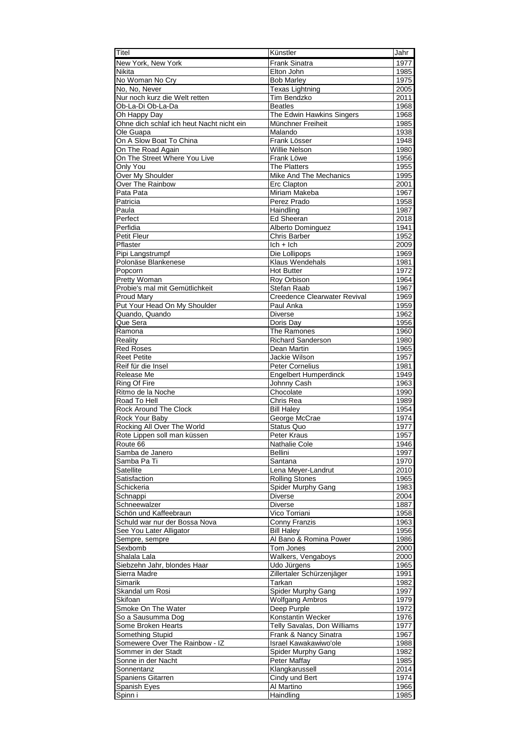| Titel | Künstler | Jahr |
| --- | --- | --- |
| New York, New York | Frank Sinatra | 1977 |
| Nikita | Elton John | 1985 |
| No Woman No Cry | Bob Marley | 1975 |
| No, No, Never | Texas Lightning | 2005 |
| Nur noch kurz die Welt retten | Tim Bendzko | 2011 |
| Ob-La-Di Ob-La-Da | Beatles | 1968 |
| Oh Happy Day | The Edwin Hawkins Singers | 1968 |
| Ohne dich schlaf ich heut Nacht nicht ein | Münchner Freiheit | 1985 |
| Ole Guapa | Malando | 1938 |
| On A Slow Boat To China | Frank Lösser | 1948 |
| On The Road Again | Willie Nelson | 1980 |
| On The Street Where You Live | Frank Löwe | 1956 |
| Only You | The Platters | 1955 |
| Over My Shoulder | Mike And The Mechanics | 1995 |
| Over The Rainbow | Erc Clapton | 2001 |
| Pata Pata | Miriam Makeba | 1967 |
| Patricia | Perez Prado | 1958 |
| Paula | Haindling | 1987 |
| Perfect | Ed Sheeran | 2018 |
| Perfidia | Alberto Dominguez | 1941 |
| Petit Fleur | Chris Barber | 1952 |
| Pflaster | Ich + Ich | 2009 |
| Pipi Langstrumpf | Die Lollipops | 1969 |
| Polonäse Blankenese | Klaus Wendehals | 1981 |
| Popcorn | Hot Butter | 1972 |
| Pretty Woman | Roy Orbison | 1964 |
| Probie's mal mit Gemütlichkeit | Stefan Raab | 1967 |
| Proud Mary | Creedence Clearwater Revival | 1969 |
| Put Your Head On My Shoulder | Paul Anka | 1959 |
| Quando, Quando | Diverse | 1962 |
| Que Sera | Doris Day | 1956 |
| Ramona | The Ramones | 1960 |
| Reality | Richard Sanderson | 1980 |
| Red Roses | Dean Martin | 1965 |
| Reet Petite | Jackie Wilson | 1957 |
| Reif für die Insel | Peter Cornelius | 1981 |
| Release Me | Engelbert Humperdinck | 1949 |
| Ring Of Fire | Johnny Cash | 1963 |
| Ritmo de la Noche | Chocolate | 1990 |
| Road To Hell | Chris Rea | 1989 |
| Rock Around The Clock | Bill Haley | 1954 |
| Rock Your Baby | George McCrae | 1974 |
| Rocking All Over The World | Status Quo | 1977 |
| Rote Lippen soll man küssen | Peter Kraus | 1957 |
| Route 66 | Nathalie Cole | 1946 |
| Samba de Janero | Bellini | 1997 |
| Samba Pa Ti | Santana | 1970 |
| Satellite | Lena Meyer-Landrut | 2010 |
| Satisfaction | Rolling Stones | 1965 |
| Schickeria | Spider Murphy Gang | 1983 |
| Schnappi | Diverse | 2004 |
| Schneewalzer | Diverse | 1887 |
| Schön und Kaffeebraun | Vico Torriani | 1958 |
| Schuld war nur der Bossa Nova | Conny Franzis | 1963 |
| See You Later Alligator | Bill Haley | 1956 |
| Sempre, sempre | Al Bano & Romina Power | 1986 |
| Sexbomb | Tom Jones | 2000 |
| Shalala Lala | Walkers, Vengaboys | 2000 |
| Siebzehn Jahr, blondes Haar | Udo Jürgens | 1965 |
| Sierra Madre | Zillertaler Schürzenjäger | 1991 |
| Simarik | Tarkan | 1982 |
| Skandal um Rosi | Spider Murphy Gang | 1997 |
| Skifoan | Wolfgang Ambros | 1979 |
| Smoke On The Water | Deep Purple | 1972 |
| So a Sausumma Dog | Konstantin Wecker | 1976 |
| Some Broken Hearts | Telly Savalas, Don Williams | 1977 |
| Something Stupid | Frank & Nancy Sinatra | 1967 |
| Somewere Over The Rainbow - IZ | Israel Kawakawiwo'ole | 1988 |
| Sommer in der Stadt | Spider Murphy Gang | 1982 |
| Sonne in der Nacht | Peter Maffay | 1985 |
| Sonnentanz | Klangkarussell | 2014 |
| Spaniens Gitarren | Cindy und Bert | 1974 |
| Spanish Eyes | Al Martino | 1966 |
| Spinn i | Haindling | 1985 |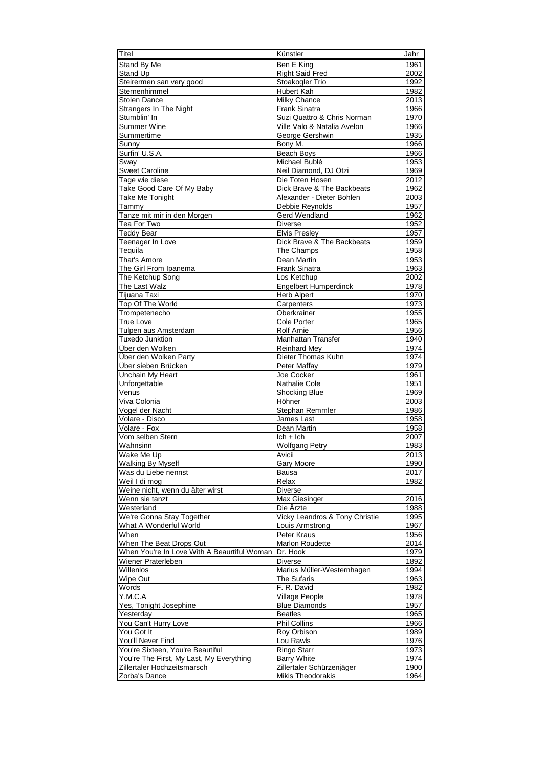| Titel | Künstler | Jahr |
|---|---|---|
| Stand By Me | Ben E King | 1961 |
| Stand Up | Right Said Fred | 2002 |
| Steirermen san very good | Stoakogler Trio | 1992 |
| Sternenhimmel | Hubert Kah | 1982 |
| Stolen Dance | Milky Chance | 2013 |
| Strangers In The Night | Frank Sinatra | 1966 |
| Stumblin' In | Suzi Quattro & Chris Norman | 1970 |
| Summer Wine | Ville Valo & Natalia Avelon | 1966 |
| Summertime | George Gershwin | 1935 |
| Sunny | Bony M. | 1966 |
| Surfin' U.S.A. | Beach Boys | 1966 |
| Sway | Michael Bublé | 1953 |
| Sweet Caroline | Neil Diamond, DJ Ötzi | 1969 |
| Tage wie diese | Die Toten Hosen | 2012 |
| Take Good Care Of My Baby | Dick Brave & The Backbeats | 1962 |
| Take Me Tonight | Alexander - Dieter Bohlen | 2003 |
| Tammy | Debbie Reynolds | 1957 |
| Tanze mit mir in den Morgen | Gerd Wendland | 1962 |
| Tea For Two | Diverse | 1952 |
| Teddy Bear | Elvis Presley | 1957 |
| Teenager In Love | Dick Brave & The Backbeats | 1959 |
| Tequila | The Champs | 1958 |
| That's Amore | Dean Martin | 1953 |
| The Girl From Ipanema | Frank Sinatra | 1963 |
| The Ketchup Song | Los Ketchup | 2002 |
| The Last Walz | Engelbert Humperdinck | 1978 |
| Tijuana Taxi | Herb Alpert | 1970 |
| Top Of The World | Carpenters | 1973 |
| Trompetenecho | Oberkrainer | 1955 |
| True Love | Cole Porter | 1965 |
| Tulpen aus Amsterdam | Rolf Arnie | 1956 |
| Tuxedo Junktion | Manhattan Transfer | 1940 |
| Über den Wolken | Reinhard Mey | 1974 |
| Über den Wolken Party | Dieter Thomas Kuhn | 1974 |
| Über sieben Brücken | Peter Maffay | 1979 |
| Unchain My Heart | Joe Cocker | 1961 |
| Unforgettable | Nathalie Cole | 1951 |
| Venus | Shocking Blue | 1969 |
| Viva Colonia | Höhner | 2003 |
| Vogel der Nacht | Stephan Remmler | 1986 |
| Volare - Disco | James Last | 1958 |
| Volare - Fox | Dean Martin | 1958 |
| Vom selben Stern | Ich + Ich | 2007 |
| Wahnsinn | Wolfgang Petry | 1983 |
| Wake Me Up | Avicii | 2013 |
| Walking By Myself | Gary Moore | 1990 |
| Was du Liebe nennst | Bausa | 2017 |
| Weil I di mog | Relax | 1982 |
| Weine nicht, wenn du älter wirst | Diverse | |
| Wenn sie tanzt | Max Giesinger | 2016 |
| Westerland | Die Ärzte | 1988 |
| We're Gonna Stay Together | Vicky Leandros & Tony Christie | 1995 |
| What A Wonderful World | Louis Armstrong | 1967 |
| When | Peter Kraus | 1956 |
| When The Beat Drops Out | Marlon Roudette | 2014 |
| When You're In Love With A Beaurtiful Woman | Dr. Hook | 1979 |
| Wiener Praterleben | Diverse | 1892 |
| Willenlos | Marius Müller-Westernhagen | 1994 |
| Wipe Out | The Sufaris | 1963 |
| Words | F. R. David | 1982 |
| Y.M.C.A | Village People | 1978 |
| Yes, Tonight Josephine | Blue Diamonds | 1957 |
| Yesterday | Beatles | 1965 |
| You Can't Hurry Love | Phil Collins | 1966 |
| You Got It | Roy Orbison | 1989 |
| You'll Never Find | Lou Rawls | 1976 |
| You're Sixteen, You're Beautiful | Ringo Starr | 1973 |
| You're The First, My Last, My Everything | Barry White | 1974 |
| Zillertaler Hochzeitsmarsch | Zillertaler Schürzenjäger | 1900 |
| Zorba's Dance | Mikis Theodorakis | 1964 |